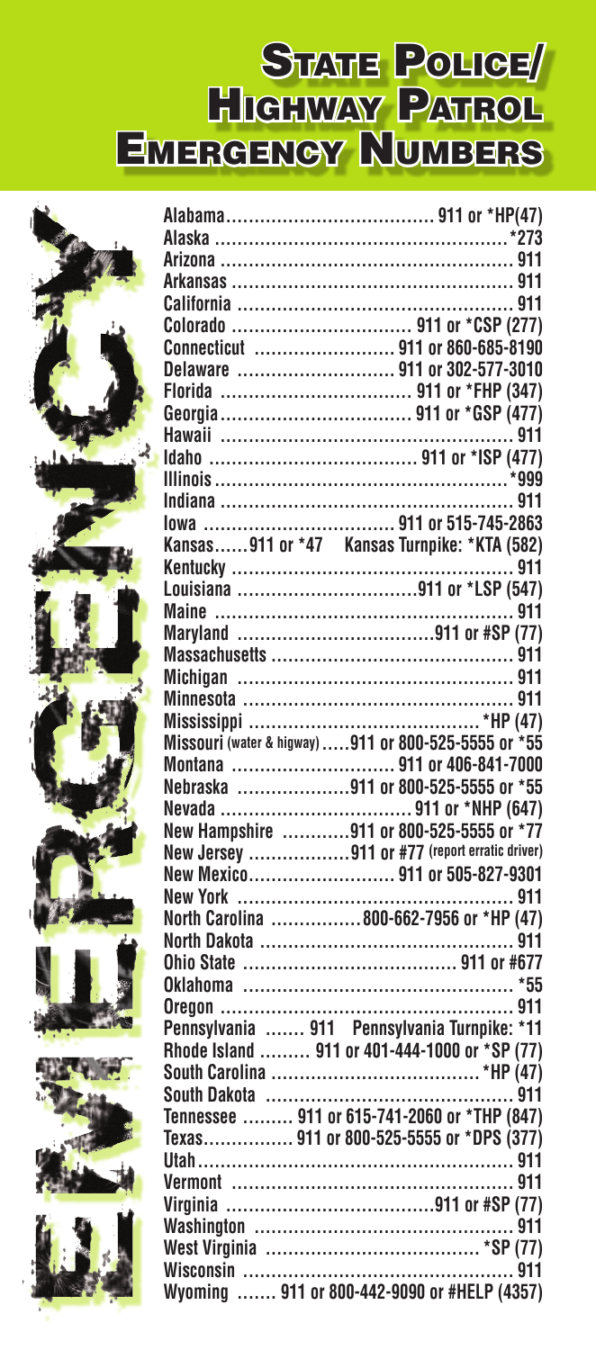# State Police/ Highway Patrol Emergency Numbers

EMERGENCY

| State | Number |
|---|---|
| Alabama | 911 or *HP(47) |
| Alaska | *273 |
| Arizona | 911 |
| Arkansas | 911 |
| California | 911 |
| Colorado | 911 or *CSP (277) |
| Connecticut | 911 or 860-685-8190 |
| Delaware | 911 or 302-577-3010 |
| Florida | 911 or *FHP (347) |
| Georgia | 911 or *GSP (477) |
| Hawaii | 911 |
| Idaho | 911 or *ISP (477) |
| Illinois | *999 |
| Indiana | 911 |
| Iowa | 911 or 515-745-2863 |
| Kansas | 911 or *47 Kansas Turnpike: *KTA (582) |
| Kentucky | 911 |
| Louisiana | 911 or *LSP (547) |
| Maine | 911 |
| Maryland | 911 or #SP (77) |
| Massachusetts | 911 |
| Michigan | 911 |
| Minnesota | 911 |
| Mississippi | *HP (47) |
| Missouri (water & higway) | 911 or 800-525-5555 or *55 |
| Montana | 911 or 406-841-7000 |
| Nebraska | 911 or 800-525-5555 or *55 |
| Nevada | 911 or *NHP (647) |
| New Hampshire | 911 or 800-525-5555 or *77 |
| New Jersey | 911 or #77 (report erratic driver) |
| New Mexico | 911 or 505-827-9301 |
| New York | 911 |
| North Carolina | 800-662-7956 or *HP (47) |
| North Dakota | 911 |
| Ohio State | 911 or #677 |
| Oklahoma | *55 |
| Oregon | 911 |
| Pennsylvania | 911 Pennsylvania Turnpike: *11 |
| Rhode Island | 911 or 401-444-1000 or *SP (77) |
| South Carolina | *HP (47) |
| South Dakota | 911 |
| Tennessee | 911 or 615-741-2060 or *THP (847) |
| Texas | 911 or 800-525-5555 or *DPS (377) |
| Utah | 911 |
| Vermont | 911 |
| Virginia | 911 or #SP (77) |
| Washington | 911 |
| West Virginia | *SP (77) |
| Wisconsin | 911 |
| Wyoming | 911 or 800-442-9090 or #HELP (4357) |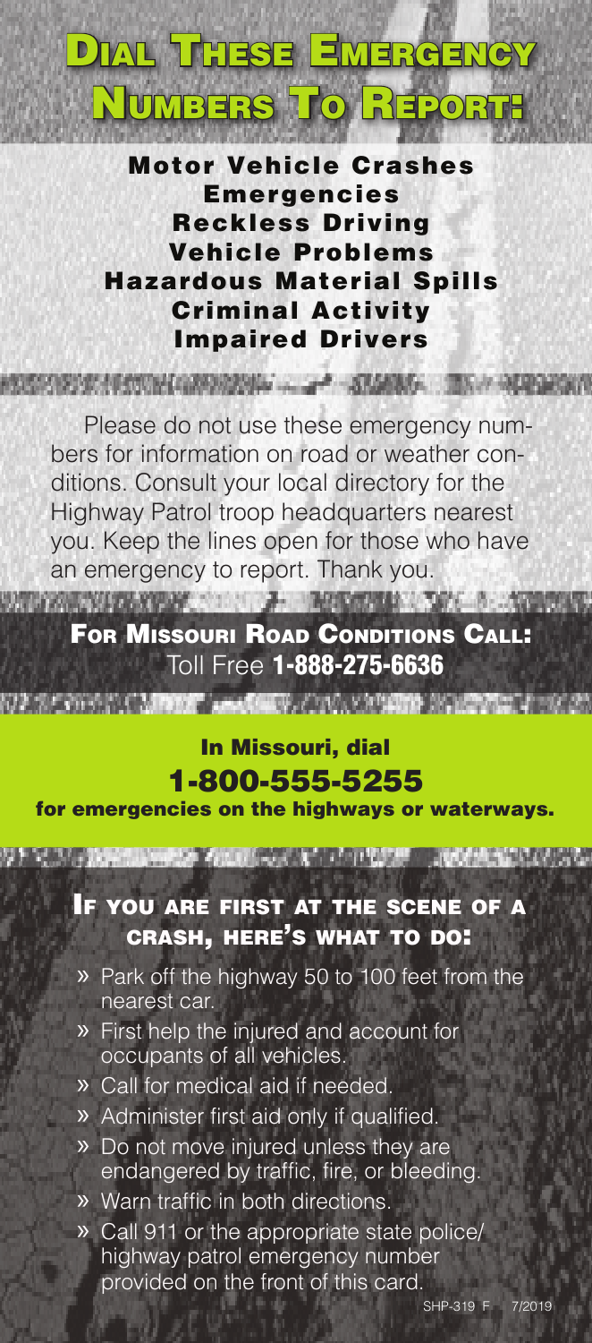# Dial These Emergency Numbers To Report:

**Motor Vehicle Crashes**
**Emergencies**
**Reckless Driving**
**Vehicle Problems**
**Hazardous Material Spills**
**Criminal Activity**
**Impaired Drivers**

Please do not use these emergency numbers for information on road or weather conditions. Consult your local directory for the Highway Patrol troop headquarters nearest you. Keep the lines open for those who have an emergency to report. Thank you.

**For Missouri Road Conditions Call:**
Toll Free **1-888-275-6636**

**In Missouri, dial**
**1-800-555-5255**
**for emergencies on the highways or waterways.**

## If you are first at the scene of a crash, here's what to do:

- Park off the highway 50 to 100 feet from the nearest car.
- First help the injured and account for occupants of all vehicles.
- Call for medical aid if needed.
- Administer first aid only if qualified.
- Do not move injured unless they are endangered by traffic, fire, or bleeding.
- Warn traffic in both directions.
- Call 911 or the appropriate state police/ highway patrol emergency number provided on the front of this card.

SHP-319 F 7/2019